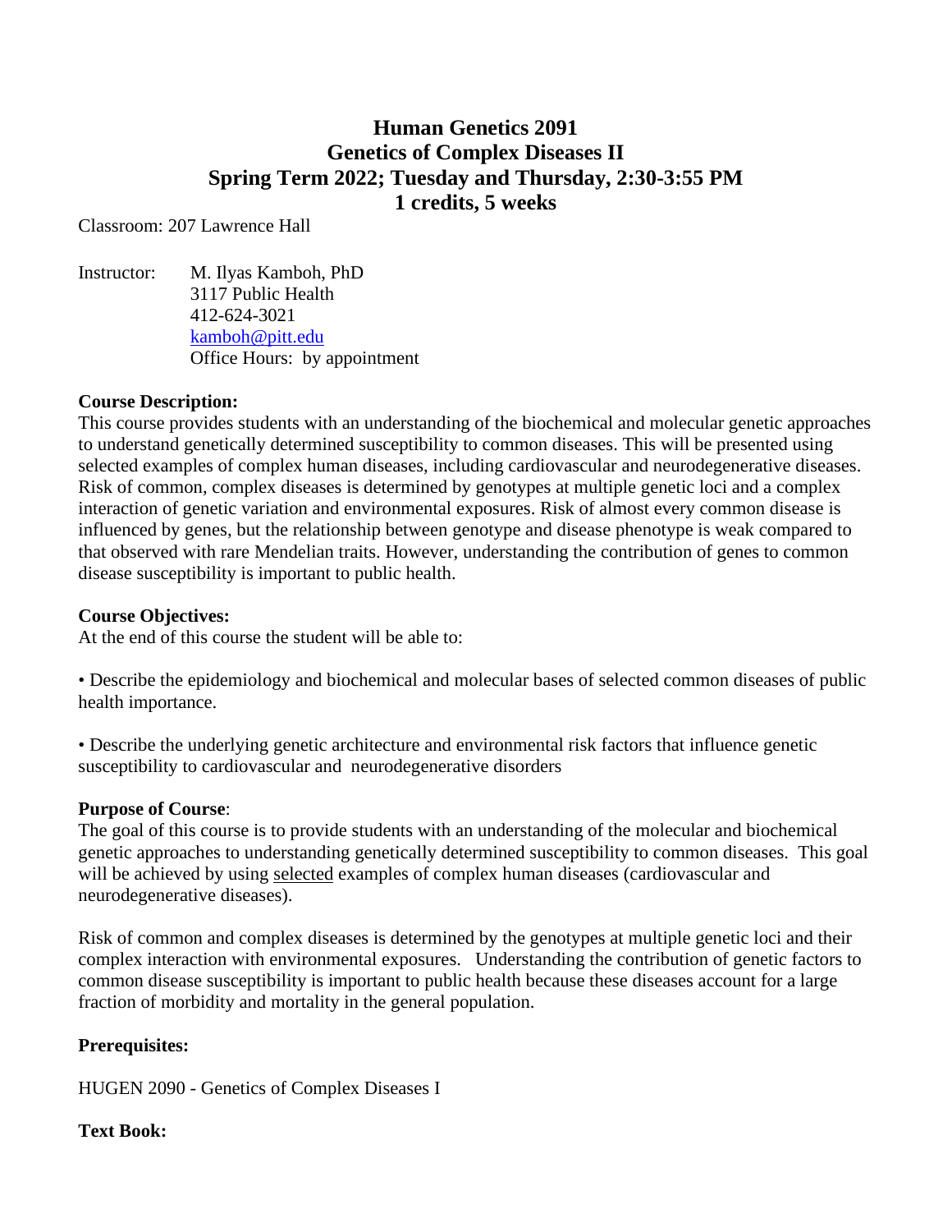# Human Genetics 2091
# Genetics of Complex Diseases II
# Spring Term 2022; Tuesday and Thursday, 2:30-3:55 PM
# 1 credits, 5 weeks

Classroom: 207 Lawrence Hall

Instructor: M. Ilyas Kamboh, PhD
3117 Public Health
412-624-3021
kamboh@pitt.edu
Office Hours: by appointment

**Course Description:**
This course provides students with an understanding of the biochemical and molecular genetic approaches to understand genetically determined susceptibility to common diseases. This will be presented using selected examples of complex human diseases, including cardiovascular and neurodegenerative diseases. Risk of common, complex diseases is determined by genotypes at multiple genetic loci and a complex interaction of genetic variation and environmental exposures. Risk of almost every common disease is influenced by genes, but the relationship between genotype and disease phenotype is weak compared to that observed with rare Mendelian traits. However, understanding the contribution of genes to common disease susceptibility is important to public health.

**Course Objectives:**
At the end of this course the student will be able to:

• Describe the epidemiology and biochemical and molecular bases of selected common diseases of public health importance.

• Describe the underlying genetic architecture and environmental risk factors that influence genetic susceptibility to cardiovascular and neurodegenerative disorders

**Purpose of Course**:
The goal of this course is to provide students with an understanding of the molecular and biochemical genetic approaches to understanding genetically determined susceptibility to common diseases. This goal will be achieved by using selected examples of complex human diseases (cardiovascular and neurodegenerative diseases).

Risk of common and complex diseases is determined by the genotypes at multiple genetic loci and their complex interaction with environmental exposures. Understanding the contribution of genetic factors to common disease susceptibility is important to public health because these diseases account for a large fraction of morbidity and mortality in the general population.

**Prerequisites:**

HUGEN 2090 - Genetics of Complex Diseases I

**Text Book:**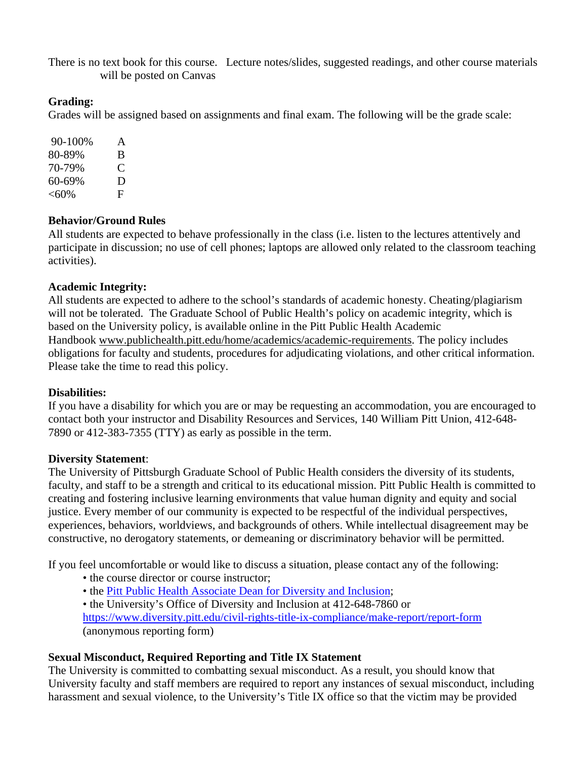There is no text book for this course. Lecture notes/slides, suggested readings, and other course materials will be posted on Canvas

**Grading:**
Grades will be assigned based on assignments and final exam. The following will be the grade scale:

| | |
|---|---|
| 90-100% | A |
| 80-89% | B |
| 70-79% | C |
| 60-69% | D |
| <60% | F |

**Behavior/Ground Rules**
All students are expected to behave professionally in the class (i.e. listen to the lectures attentively and participate in discussion; no use of cell phones; laptops are allowed only related to the classroom teaching activities).

**Academic Integrity:**
All students are expected to adhere to the school's standards of academic honesty. Cheating/plagiarism will not be tolerated. The Graduate School of Public Health's policy on academic integrity, which is based on the University policy, is available online in the Pitt Public Health Academic Handbook www.publichealth.pitt.edu/home/academics/academic-requirements. The policy includes obligations for faculty and students, procedures for adjudicating violations, and other critical information. Please take the time to read this policy.

**Disabilities:**
If you have a disability for which you are or may be requesting an accommodation, you are encouraged to contact both your instructor and Disability Resources and Services, 140 William Pitt Union, 412-648-7890 or 412-383-7355 (TTY) as early as possible in the term.

**Diversity Statement**:
The University of Pittsburgh Graduate School of Public Health considers the diversity of its students, faculty, and staff to be a strength and critical to its educational mission. Pitt Public Health is committed to creating and fostering inclusive learning environments that value human dignity and equity and social justice. Every member of our community is expected to be respectful of the individual perspectives, experiences, behaviors, worldviews, and backgrounds of others. While intellectual disagreement may be constructive, no derogatory statements, or demeaning or discriminatory behavior will be permitted.

If you feel uncomfortable or would like to discuss a situation, please contact any of the following:

- the course director or course instructor;
- the Pitt Public Health Associate Dean for Diversity and Inclusion;
- the University's Office of Diversity and Inclusion at 412-648-7860 or https://www.diversity.pitt.edu/civil-rights-title-ix-compliance/make-report/report-form (anonymous reporting form)

**Sexual Misconduct, Required Reporting and Title IX Statement**
The University is committed to combatting sexual misconduct. As a result, you should know that University faculty and staff members are required to report any instances of sexual misconduct, including harassment and sexual violence, to the University's Title IX office so that the victim may be provided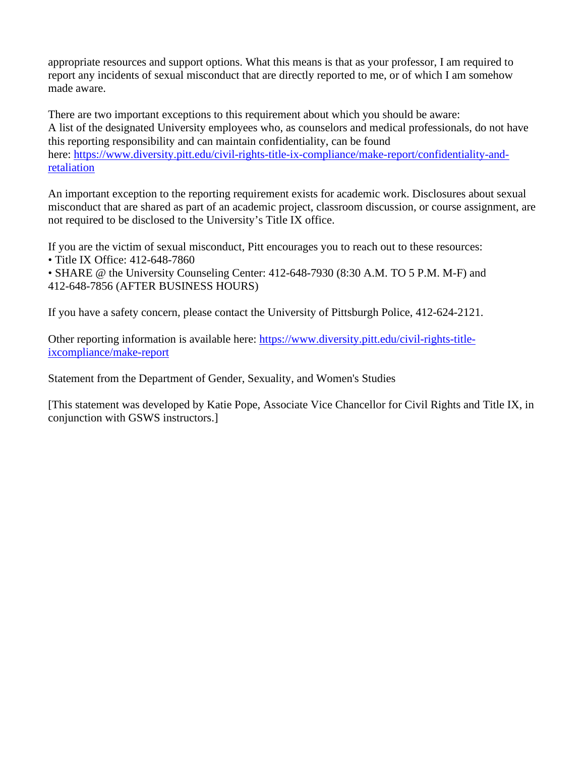appropriate resources and support options. What this means is that as your professor, I am required to report any incidents of sexual misconduct that are directly reported to me, or of which I am somehow made aware.

There are two important exceptions to this requirement about which you should be aware:
A list of the designated University employees who, as counselors and medical professionals, do not have this reporting responsibility and can maintain confidentiality, can be found here: [https://www.diversity.pitt.edu/civil-rights-title-ix-compliance/make-report/confidentiality-and-retaliation](https://www.diversity.pitt.edu/civil-rights-title-ix-compliance/make-report/confidentiality-and-retaliation)

An important exception to the reporting requirement exists for academic work. Disclosures about sexual misconduct that are shared as part of an academic project, classroom discussion, or course assignment, are not required to be disclosed to the University's Title IX office.

If you are the victim of sexual misconduct, Pitt encourages you to reach out to these resources:
• Title IX Office: 412-648-7860
• SHARE @ the University Counseling Center: 412-648-7930 (8:30 A.M. TO 5 P.M. M-F) and 412-648-7856 (AFTER BUSINESS HOURS)

If you have a safety concern, please contact the University of Pittsburgh Police, 412-624-2121.

Other reporting information is available here: [https://www.diversity.pitt.edu/civil-rights-title-ixcompliance/make-report](https://www.diversity.pitt.edu/civil-rights-title-ixcompliance/make-report)

Statement from the Department of Gender, Sexuality, and Women's Studies

[This statement was developed by Katie Pope, Associate Vice Chancellor for Civil Rights and Title IX, in conjunction with GSWS instructors.]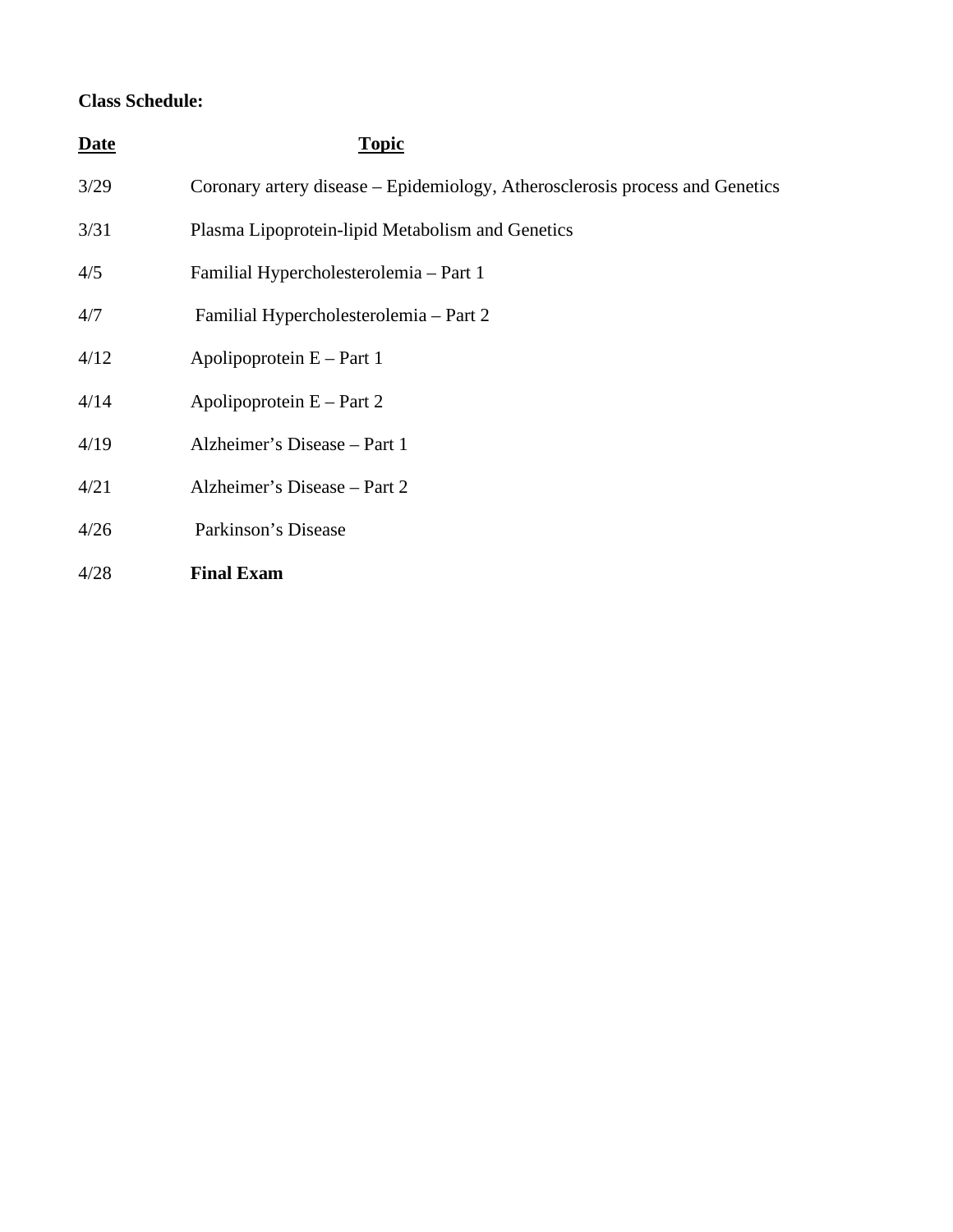**Class Schedule:**

| **Date** | **Topic** |
|---|---|
| 3/29 | Coronary artery disease – Epidemiology, Atherosclerosis process and Genetics |
| 3/31 | Plasma Lipoprotein-lipid Metabolism and Genetics |
| 4/5 | Familial Hypercholesterolemia – Part 1 |
| 4/7 | Familial Hypercholesterolemia – Part 2 |
| 4/12 | Apolipoprotein E – Part 1 |
| 4/14 | Apolipoprotein E – Part 2 |
| 4/19 | Alzheimer's Disease – Part 1 |
| 4/21 | Alzheimer's Disease – Part 2 |
| 4/26 | Parkinson's Disease |
| 4/28 | **Final Exam** |